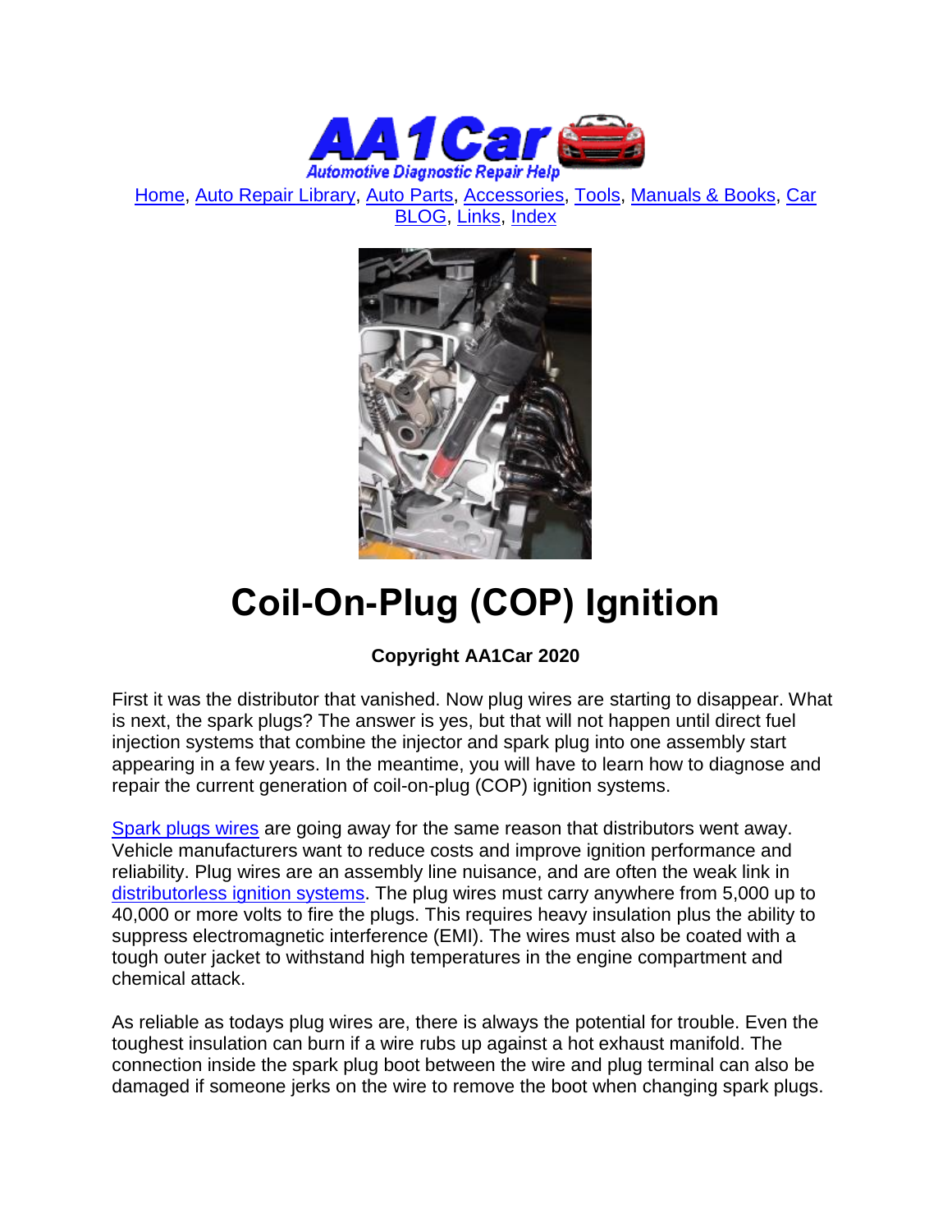Home, Auto Repair Library, Auto Parts, Accessories, Tools, Manuals & Books, Car BLOG, Links, Index

# Coil-On-Plug (COP) Ignition

**Copyright AA1Car 2020**

First it was the distributor that vanished. Now plug wires are starting to disappear. What is next, the spark plugs? The answer is yes, but that will not happen until direct fuel injection systems that combine the injector and spark plug into one assembly start appearing in a few years. In the meantime, you will have to learn how to diagnose and repair the current generation of coil-on-plug (COP) ignition systems.

Spark plugs wires are going away for the same reason that distributors went away. Vehicle manufacturers want to reduce costs and improve ignition performance and reliability. Plug wires are an assembly line nuisance, and are often the weak link in distributorless ignition systems. The plug wires must carry anywhere from 5,000 up to 40,000 or more volts to fire the plugs. This requires heavy insulation plus the ability to suppress electromagnetic interference (EMI). The wires must also be coated with a tough outer jacket to withstand high temperatures in the engine compartment and chemical attack.

As reliable as todays plug wires are, there is always the potential for trouble. Even the toughest insulation can burn if a wire rubs up against a hot exhaust manifold. The connection inside the spark plug boot between the wire and plug terminal can also be damaged if someone jerks on the wire to remove the boot when changing spark plugs.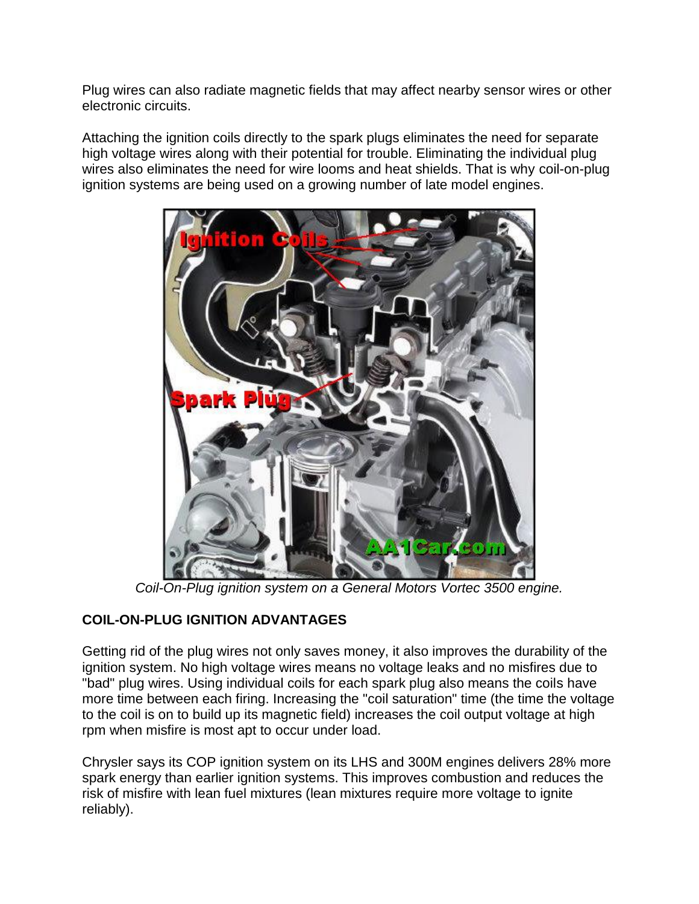Plug wires can also radiate magnetic fields that may affect nearby sensor wires or other electronic circuits.

Attaching the ignition coils directly to the spark plugs eliminates the need for separate high voltage wires along with their potential for trouble. Eliminating the individual plug wires also eliminates the need for wire looms and heat shields. That is why coil-on-plug ignition systems are being used on a growing number of late model engines.

*Coil-On-Plug ignition system on a General Motors Vortec 3500 engine.*

**COIL-ON-PLUG IGNITION ADVANTAGES**

Getting rid of the plug wires not only saves money, it also improves the durability of the ignition system. No high voltage wires means no voltage leaks and no misfires due to "bad" plug wires. Using individual coils for each spark plug also means the coils have more time between each firing. Increasing the "coil saturation" time (the time the voltage to the coil is on to build up its magnetic field) increases the coil output voltage at high rpm when misfire is most apt to occur under load.

Chrysler says its COP ignition system on its LHS and 300M engines delivers 28% more spark energy than earlier ignition systems. This improves combustion and reduces the risk of misfire with lean fuel mixtures (lean mixtures require more voltage to ignite reliably).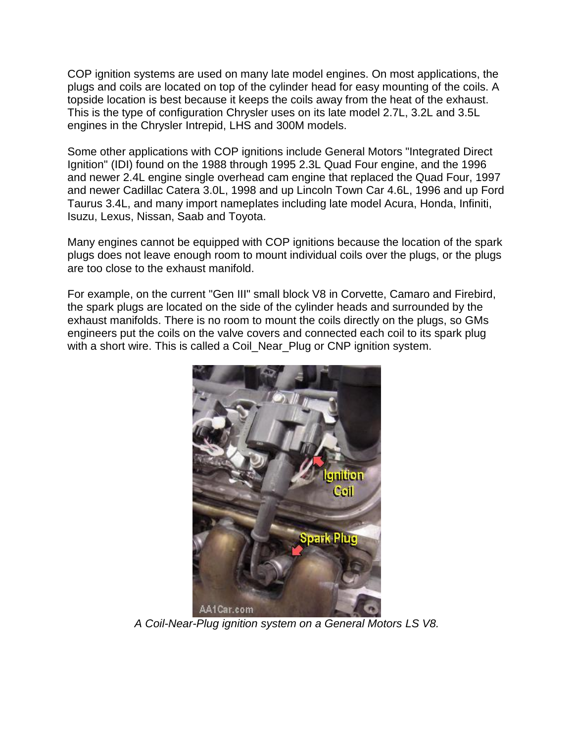COP ignition systems are used on many late model engines. On most applications, the plugs and coils are located on top of the cylinder head for easy mounting of the coils. A topside location is best because it keeps the coils away from the heat of the exhaust. This is the type of configuration Chrysler uses on its late model 2.7L, 3.2L and 3.5L engines in the Chrysler Intrepid, LHS and 300M models.

Some other applications with COP ignitions include General Motors "Integrated Direct Ignition" (IDI) found on the 1988 through 1995 2.3L Quad Four engine, and the 1996 and newer 2.4L engine single overhead cam engine that replaced the Quad Four, 1997 and newer Cadillac Catera 3.0L, 1998 and up Lincoln Town Car 4.6L, 1996 and up Ford Taurus 3.4L, and many import nameplates including late model Acura, Honda, Infiniti, Isuzu, Lexus, Nissan, Saab and Toyota.

Many engines cannot be equipped with COP ignitions because the location of the spark plugs does not leave enough room to mount individual coils over the plugs, or the plugs are too close to the exhaust manifold.

For example, on the current "Gen III" small block V8 in Corvette, Camaro and Firebird, the spark plugs are located on the side of the cylinder heads and surrounded by the exhaust manifolds. There is no room to mount the coils directly on the plugs, so GMs engineers put the coils on the valve covers and connected each coil to its spark plug with a short wire. This is called a Coil_Near_Plug or CNP ignition system.

*A Coil-Near-Plug ignition system on a General Motors LS V8.*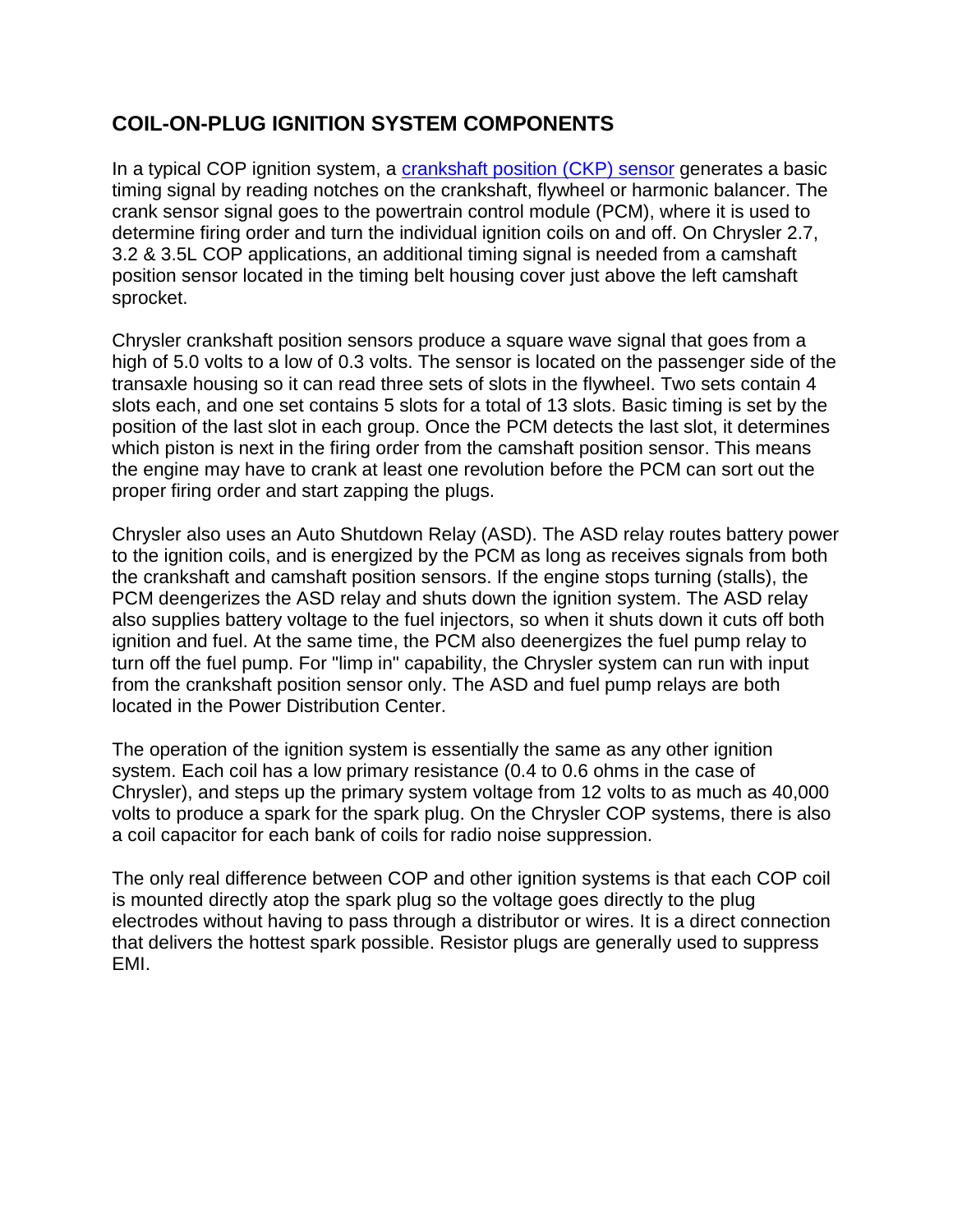## COIL-ON-PLUG IGNITION SYSTEM COMPONENTS

In a typical COP ignition system, a [crankshaft position (CKP) sensor]() generates a basic timing signal by reading notches on the crankshaft, flywheel or harmonic balancer. The crank sensor signal goes to the powertrain control module (PCM), where it is used to determine firing order and turn the individual ignition coils on and off. On Chrysler 2.7, 3.2 & 3.5L COP applications, an additional timing signal is needed from a camshaft position sensor located in the timing belt housing cover just above the left camshaft sprocket.

Chrysler crankshaft position sensors produce a square wave signal that goes from a high of 5.0 volts to a low of 0.3 volts. The sensor is located on the passenger side of the transaxle housing so it can read three sets of slots in the flywheel. Two sets contain 4 slots each, and one set contains 5 slots for a total of 13 slots. Basic timing is set by the position of the last slot in each group. Once the PCM detects the last slot, it determines which piston is next in the firing order from the camshaft position sensor. This means the engine may have to crank at least one revolution before the PCM can sort out the proper firing order and start zapping the plugs.

Chrysler also uses an Auto Shutdown Relay (ASD). The ASD relay routes battery power to the ignition coils, and is energized by the PCM as long as receives signals from both the crankshaft and camshaft position sensors. If the engine stops turning (stalls), the PCM deengerizes the ASD relay and shuts down the ignition system. The ASD relay also supplies battery voltage to the fuel injectors, so when it shuts down it cuts off both ignition and fuel. At the same time, the PCM also deenergizes the fuel pump relay to turn off the fuel pump. For "limp in" capability, the Chrysler system can run with input from the crankshaft position sensor only. The ASD and fuel pump relays are both located in the Power Distribution Center.

The operation of the ignition system is essentially the same as any other ignition system. Each coil has a low primary resistance (0.4 to 0.6 ohms in the case of Chrysler), and steps up the primary system voltage from 12 volts to as much as 40,000 volts to produce a spark for the spark plug. On the Chrysler COP systems, there is also a coil capacitor for each bank of coils for radio noise suppression.

The only real difference between COP and other ignition systems is that each COP coil is mounted directly atop the spark plug so the voltage goes directly to the plug electrodes without having to pass through a distributor or wires. It is a direct connection that delivers the hottest spark possible. Resistor plugs are generally used to suppress EMI.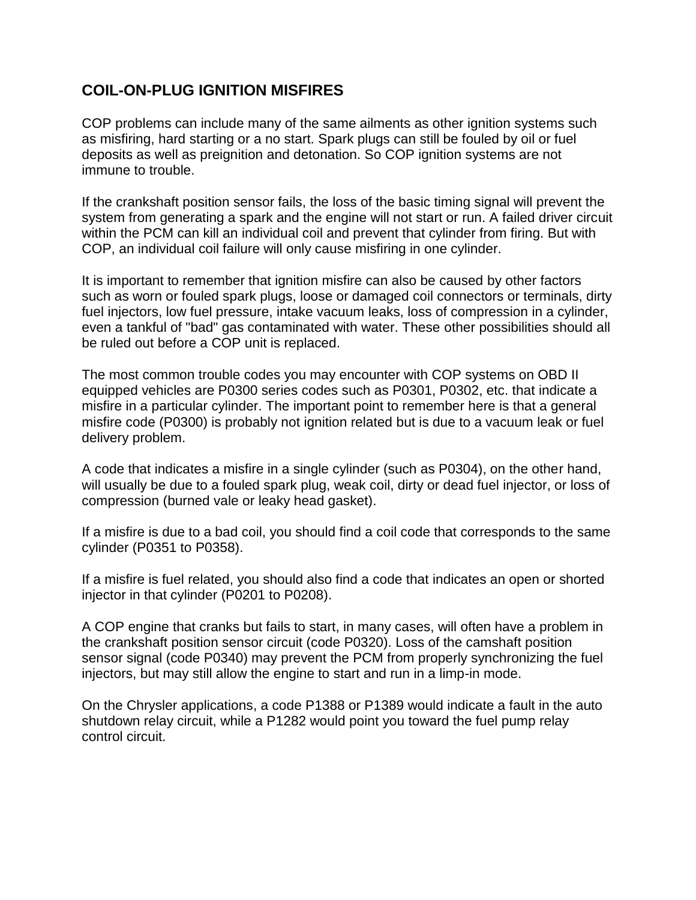## COIL-ON-PLUG IGNITION MISFIRES

COP problems can include many of the same ailments as other ignition systems such as misfiring, hard starting or a no start. Spark plugs can still be fouled by oil or fuel deposits as well as preignition and detonation. So COP ignition systems are not immune to trouble.

If the crankshaft position sensor fails, the loss of the basic timing signal will prevent the system from generating a spark and the engine will not start or run. A failed driver circuit within the PCM can kill an individual coil and prevent that cylinder from firing. But with COP, an individual coil failure will only cause misfiring in one cylinder.

It is important to remember that ignition misfire can also be caused by other factors such as worn or fouled spark plugs, loose or damaged coil connectors or terminals, dirty fuel injectors, low fuel pressure, intake vacuum leaks, loss of compression in a cylinder, even a tankful of "bad" gas contaminated with water. These other possibilities should all be ruled out before a COP unit is replaced.

The most common trouble codes you may encounter with COP systems on OBD II equipped vehicles are P0300 series codes such as P0301, P0302, etc. that indicate a misfire in a particular cylinder. The important point to remember here is that a general misfire code (P0300) is probably not ignition related but is due to a vacuum leak or fuel delivery problem.

A code that indicates a misfire in a single cylinder (such as P0304), on the other hand, will usually be due to a fouled spark plug, weak coil, dirty or dead fuel injector, or loss of compression (burned vale or leaky head gasket).

If a misfire is due to a bad coil, you should find a coil code that corresponds to the same cylinder (P0351 to P0358).

If a misfire is fuel related, you should also find a code that indicates an open or shorted injector in that cylinder (P0201 to P0208).

A COP engine that cranks but fails to start, in many cases, will often have a problem in the crankshaft position sensor circuit (code P0320). Loss of the camshaft position sensor signal (code P0340) may prevent the PCM from properly synchronizing the fuel injectors, but may still allow the engine to start and run in a limp-in mode.

On the Chrysler applications, a code P1388 or P1389 would indicate a fault in the auto shutdown relay circuit, while a P1282 would point you toward the fuel pump relay control circuit.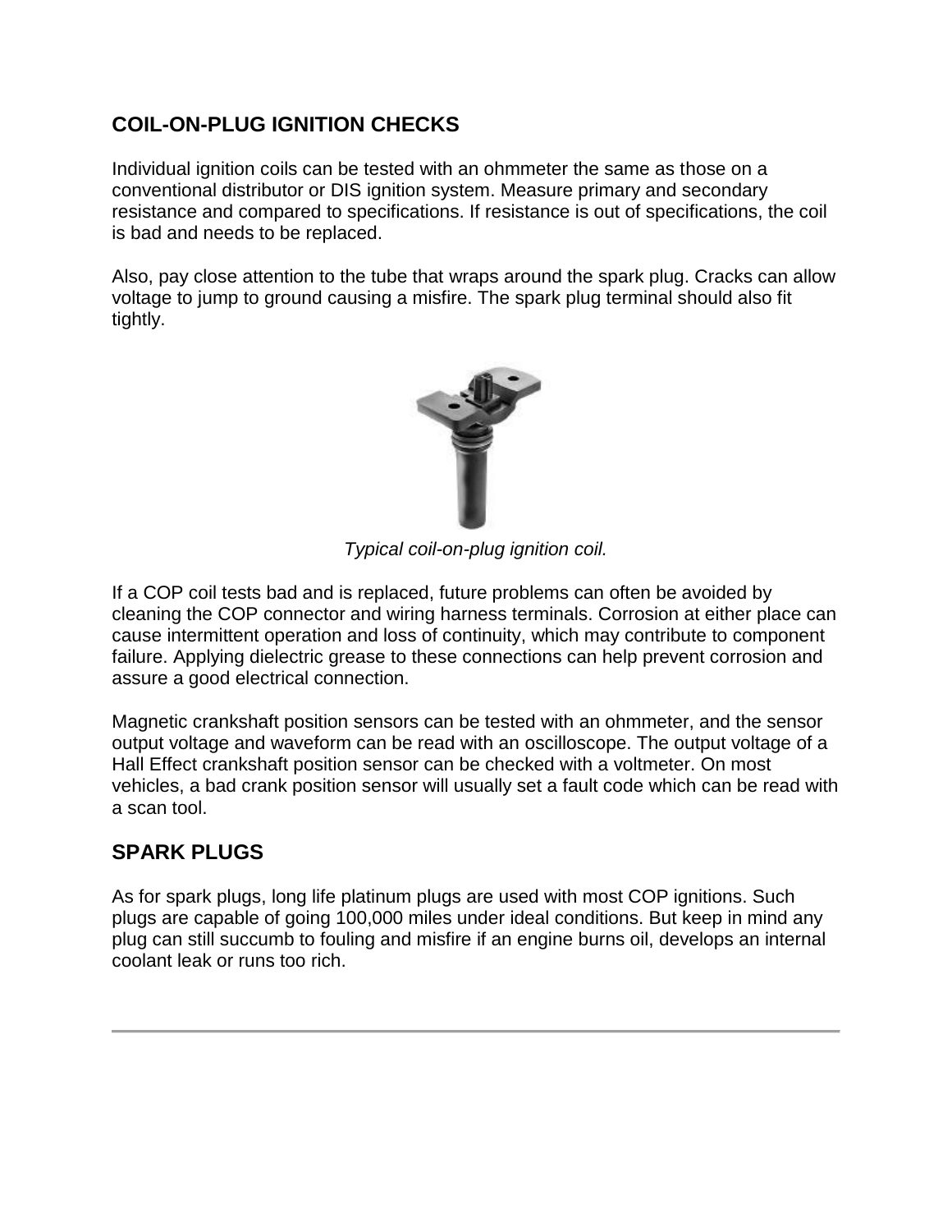## COIL-ON-PLUG IGNITION CHECKS

Individual ignition coils can be tested with an ohmmeter the same as those on a conventional distributor or DIS ignition system. Measure primary and secondary resistance and compared to specifications. If resistance is out of specifications, the coil is bad and needs to be replaced.

Also, pay close attention to the tube that wraps around the spark plug. Cracks can allow voltage to jump to ground causing a misfire. The spark plug terminal should also fit tightly.

*Typical coil-on-plug ignition coil.*

If a COP coil tests bad and is replaced, future problems can often be avoided by cleaning the COP connector and wiring harness terminals. Corrosion at either place can cause intermittent operation and loss of continuity, which may contribute to component failure. Applying dielectric grease to these connections can help prevent corrosion and assure a good electrical connection.

Magnetic crankshaft position sensors can be tested with an ohmmeter, and the sensor output voltage and waveform can be read with an oscilloscope. The output voltage of a Hall Effect crankshaft position sensor can be checked with a voltmeter. On most vehicles, a bad crank position sensor will usually set a fault code which can be read with a scan tool.

## SPARK PLUGS

As for spark plugs, long life platinum plugs are used with most COP ignitions. Such plugs are capable of going 100,000 miles under ideal conditions. But keep in mind any plug can still succumb to fouling and misfire if an engine burns oil, develops an internal coolant leak or runs too rich.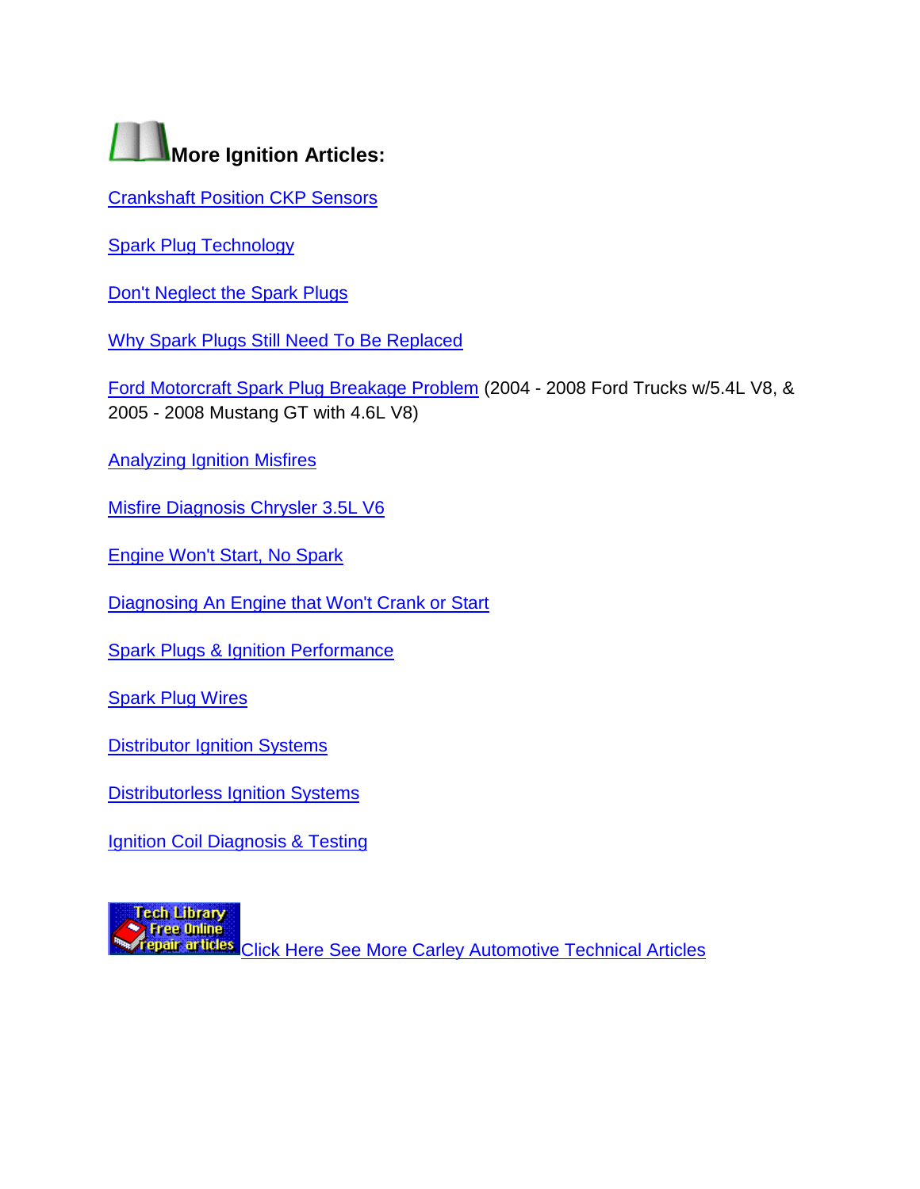## More Ignition Articles:

Crankshaft Position CKP Sensors

Spark Plug Technology

Don't Neglect the Spark Plugs

Why Spark Plugs Still Need To Be Replaced

Ford Motorcraft Spark Plug Breakage Problem (2004 - 2008 Ford Trucks w/5.4L V8, & 2005 - 2008 Mustang GT with 4.6L V8)

Analyzing Ignition Misfires

Misfire Diagnosis Chrysler 3.5L V6

Engine Won't Start, No Spark

Diagnosing An Engine that Won't Crank or Start

Spark Plugs & Ignition Performance

Spark Plug Wires

Distributor Ignition Systems

Distributorless Ignition Systems

Ignition Coil Diagnosis & Testing

Click Here See More Carley Automotive Technical Articles